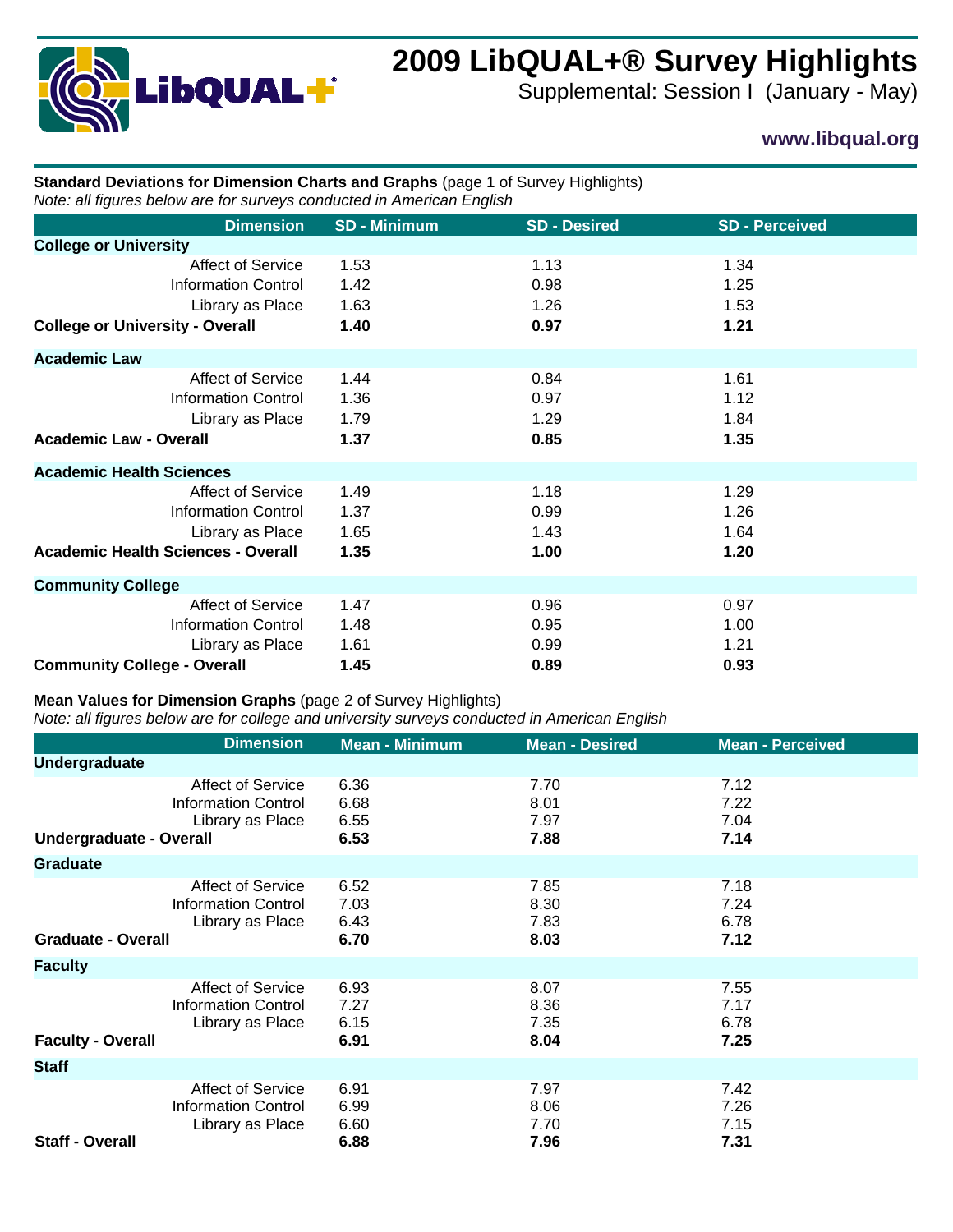# 2009 LibQUAL+® Survey Highlights

Supplemental: Session I (January - May)

**www.libqual.org**

**Standard Deviations for Dimension Charts and Graphs** (page 1 of Survey Highlights)

*Note: all figures below are for surveys conducted in American English*

| Dimension | SD - Minimum | SD - Desired | SD - Perceived |
|---|---|---|---|
| **College or University** | | | |
| Affect of Service | 1.53 | 1.13 | 1.34 |
| Information Control | 1.42 | 0.98 | 1.25 |
| Library as Place | 1.63 | 1.26 | 1.53 |
| **College or University - Overall** | **1.40** | **0.97** | **1.21** |
| **Academic Law** | | | |
| Affect of Service | 1.44 | 0.84 | 1.61 |
| Information Control | 1.36 | 0.97 | 1.12 |
| Library as Place | 1.79 | 1.29 | 1.84 |
| **Academic Law - Overall** | **1.37** | **0.85** | **1.35** |
| **Academic Health Sciences** | | | |
| Affect of Service | 1.49 | 1.18 | 1.29 |
| Information Control | 1.37 | 0.99 | 1.26 |
| Library as Place | 1.65 | 1.43 | 1.64 |
| **Academic Health Sciences - Overall** | **1.35** | **1.00** | **1.20** |
| **Community College** | | | |
| Affect of Service | 1.47 | 0.96 | 0.97 |
| Information Control | 1.48 | 0.95 | 1.00 |
| Library as Place | 1.61 | 0.99 | 1.21 |
| **Community College - Overall** | **1.45** | **0.89** | **0.93** |

**Mean Values for Dimension Graphs** (page 2 of Survey Highlights)

*Note: all figures below are for college and university surveys conducted in American English*

| Dimension | Mean - Minimum | Mean - Desired | Mean - Perceived |
|---|---|---|---|
| **Undergraduate** | | | |
| Affect of Service | 6.36 | 7.70 | 7.12 |
| Information Control | 6.68 | 8.01 | 7.22 |
| Library as Place | 6.55 | 7.97 | 7.04 |
| **Undergraduate - Overall** | **6.53** | **7.88** | **7.14** |
| **Graduate** | | | |
| Affect of Service | 6.52 | 7.85 | 7.18 |
| Information Control | 7.03 | 8.30 | 7.24 |
| Library as Place | 6.43 | 7.83 | 6.78 |
| **Graduate - Overall** | **6.70** | **8.03** | **7.12** |
| **Faculty** | | | |
| Affect of Service | 6.93 | 8.07 | 7.55 |
| Information Control | 7.27 | 8.36 | 7.17 |
| Library as Place | 6.15 | 7.35 | 6.78 |
| **Faculty - Overall** | **6.91** | **8.04** | **7.25** |
| **Staff** | | | |
| Affect of Service | 6.91 | 7.97 | 7.42 |
| Information Control | 6.99 | 8.06 | 7.26 |
| Library as Place | 6.60 | 7.70 | 7.15 |
| **Staff - Overall** | **6.88** | **7.96** | **7.31** |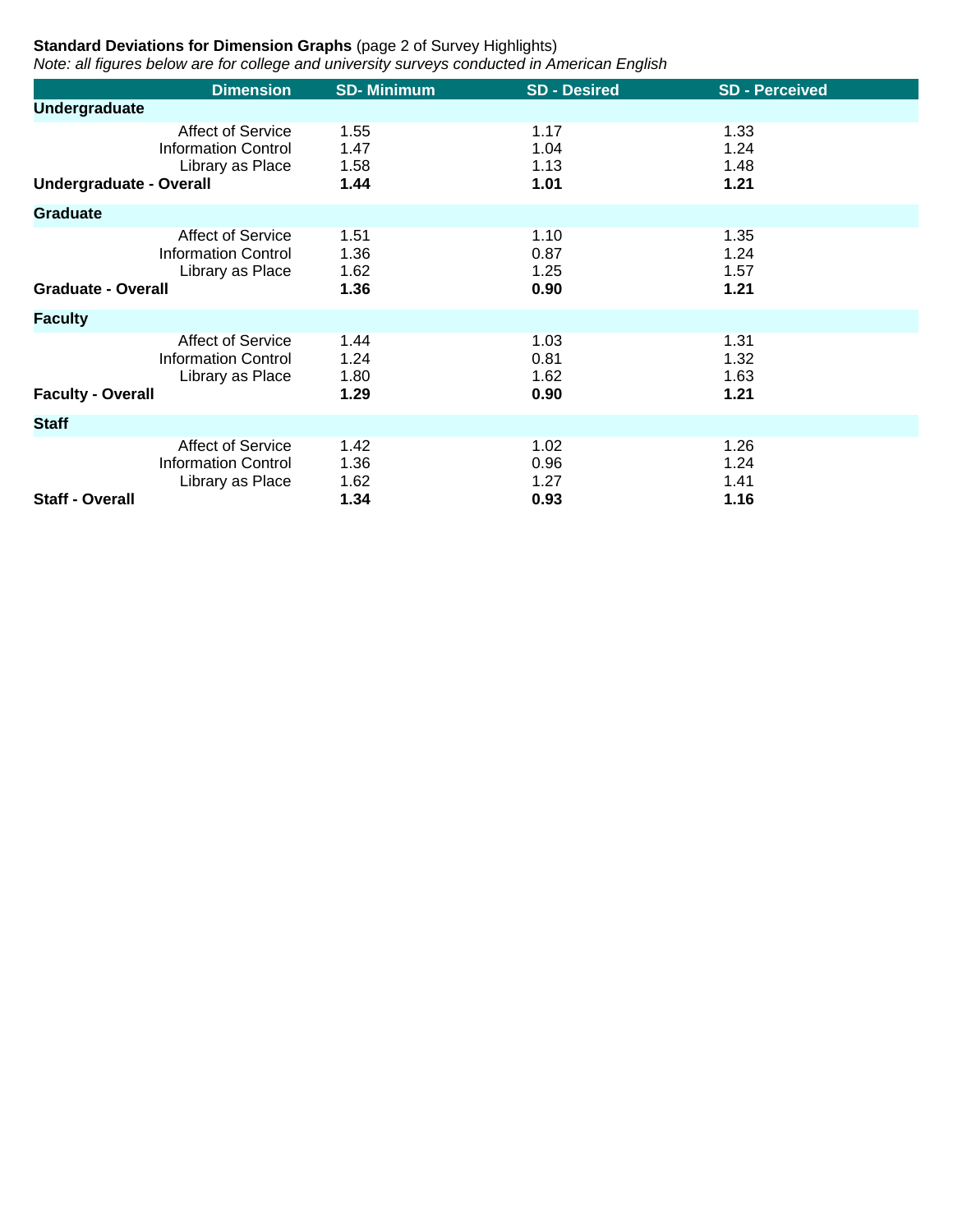**Standard Deviations for Dimension Graphs** (page 2 of Survey Highlights)

*Note: all figures below are for college and university surveys conducted in American English*

| Dimension | SD- Minimum | SD - Desired | SD - Perceived |
|---|---|---|---|
| **Undergraduate** | | | |
| Affect of Service | 1.55 | 1.17 | 1.33 |
| Information Control | 1.47 | 1.04 | 1.24 |
| Library as Place | 1.58 | 1.13 | 1.48 |
| **Undergraduate - Overall** | **1.44** | **1.01** | **1.21** |
| **Graduate** | | | |
| Affect of Service | 1.51 | 1.10 | 1.35 |
| Information Control | 1.36 | 0.87 | 1.24 |
| Library as Place | 1.62 | 1.25 | 1.57 |
| **Graduate - Overall** | **1.36** | **0.90** | **1.21** |
| **Faculty** | | | |
| Affect of Service | 1.44 | 1.03 | 1.31 |
| Information Control | 1.24 | 0.81 | 1.32 |
| Library as Place | 1.80 | 1.62 | 1.63 |
| **Faculty - Overall** | **1.29** | **0.90** | **1.21** |
| **Staff** | | | |
| Affect of Service | 1.42 | 1.02 | 1.26 |
| Information Control | 1.36 | 0.96 | 1.24 |
| Library as Place | 1.62 | 1.27 | 1.41 |
| **Staff - Overall** | **1.34** | **0.93** | **1.16** |